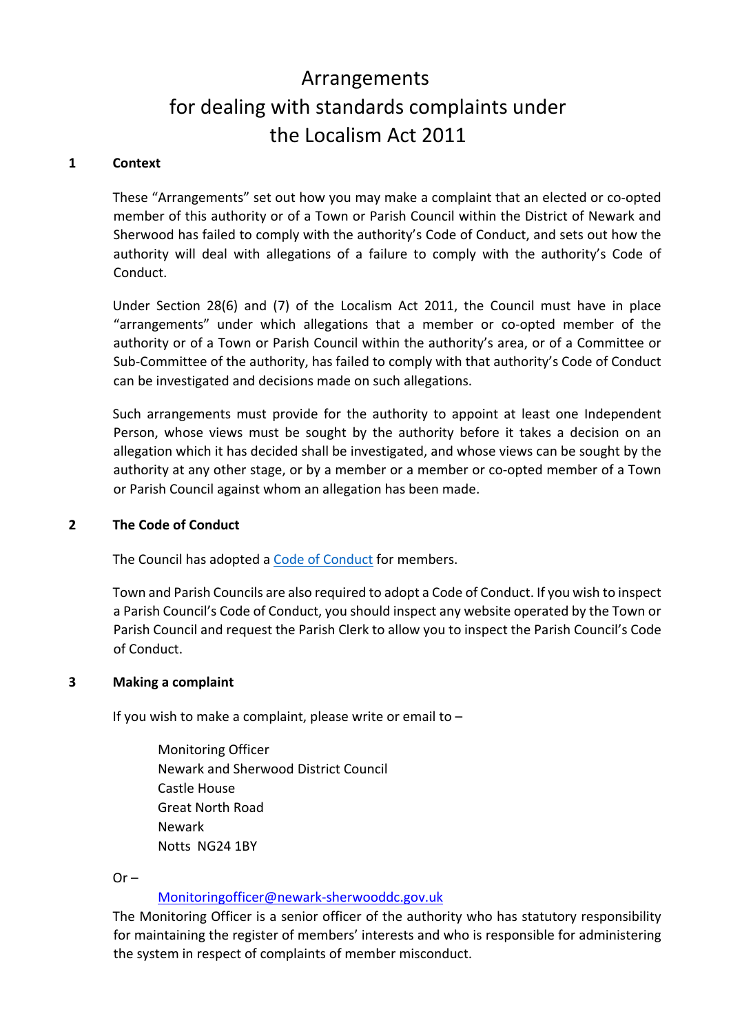# Arrangements for dealing with standards complaints under the Localism Act 2011

## 1 Context

These "Arrangements" set out how you may make a complaint that an elected or co-opted member of this authority or of a Town or Parish Council within the District of Newark and Sherwood has failed to comply with the authority's Code of Conduct, and sets out how the authority will deal with allegations of a failure to comply with the authority's Code of Conduct.

Under Section 28(6) and (7) of the Localism Act 2011, the Council must have in place "arrangements" under which allegations that a member or co-opted member of the authority or of a Town or Parish Council within the authority's area, or of a Committee or Sub-Committee of the authority, has failed to comply with that authority's Code of Conduct can be investigated and decisions made on such allegations.

Such arrangements must provide for the authority to appoint at least one Independent Person, whose views must be sought by the authority before it takes a decision on an allegation which it has decided shall be investigated, and whose views can be sought by the authority at any other stage, or by a member or a member or co-opted member of a Town or Parish Council against whom an allegation has been made.

## 2 The Code of Conduct

The Council has adopted a Code of Conduct for members.

Town and Parish Councils are also required to adopt a Code of Conduct. If you wish to inspect a Parish Council's Code of Conduct, you should inspect any website operated by the Town or Parish Council and request the Parish Clerk to allow you to inspect the Parish Council's Code of Conduct.

## 3 Making a complaint

If you wish to make a complaint, please write or email to –

Monitoring Officer
Newark and Sherwood District Council
Castle House
Great North Road
Newark
Notts NG24 1BY

Or –

Monitoringofficer@newark-sherwooddc.gov.uk

The Monitoring Officer is a senior officer of the authority who has statutory responsibility for maintaining the register of members' interests and who is responsible for administering the system in respect of complaints of member misconduct.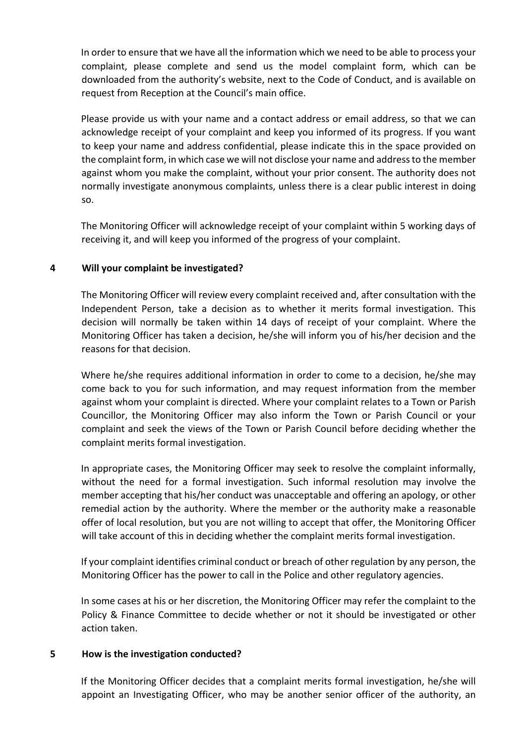In order to ensure that we have all the information which we need to be able to process your complaint, please complete and send us the model complaint form, which can be downloaded from the authority's website, next to the Code of Conduct, and is available on request from Reception at the Council's main office.

Please provide us with your name and a contact address or email address, so that we can acknowledge receipt of your complaint and keep you informed of its progress. If you want to keep your name and address confidential, please indicate this in the space provided on the complaint form, in which case we will not disclose your name and address to the member against whom you make the complaint, without your prior consent. The authority does not normally investigate anonymous complaints, unless there is a clear public interest in doing so.

The Monitoring Officer will acknowledge receipt of your complaint within 5 working days of receiving it, and will keep you informed of the progress of your complaint.

## 4 Will your complaint be investigated?

The Monitoring Officer will review every complaint received and, after consultation with the Independent Person, take a decision as to whether it merits formal investigation. This decision will normally be taken within 14 days of receipt of your complaint. Where the Monitoring Officer has taken a decision, he/she will inform you of his/her decision and the reasons for that decision.

Where he/she requires additional information in order to come to a decision, he/she may come back to you for such information, and may request information from the member against whom your complaint is directed. Where your complaint relates to a Town or Parish Councillor, the Monitoring Officer may also inform the Town or Parish Council or your complaint and seek the views of the Town or Parish Council before deciding whether the complaint merits formal investigation.

In appropriate cases, the Monitoring Officer may seek to resolve the complaint informally, without the need for a formal investigation. Such informal resolution may involve the member accepting that his/her conduct was unacceptable and offering an apology, or other remedial action by the authority. Where the member or the authority make a reasonable offer of local resolution, but you are not willing to accept that offer, the Monitoring Officer will take account of this in deciding whether the complaint merits formal investigation.

If your complaint identifies criminal conduct or breach of other regulation by any person, the Monitoring Officer has the power to call in the Police and other regulatory agencies.

In some cases at his or her discretion, the Monitoring Officer may refer the complaint to the Policy & Finance Committee to decide whether or not it should be investigated or other action taken.

## 5 How is the investigation conducted?

If the Monitoring Officer decides that a complaint merits formal investigation, he/she will appoint an Investigating Officer, who may be another senior officer of the authority, an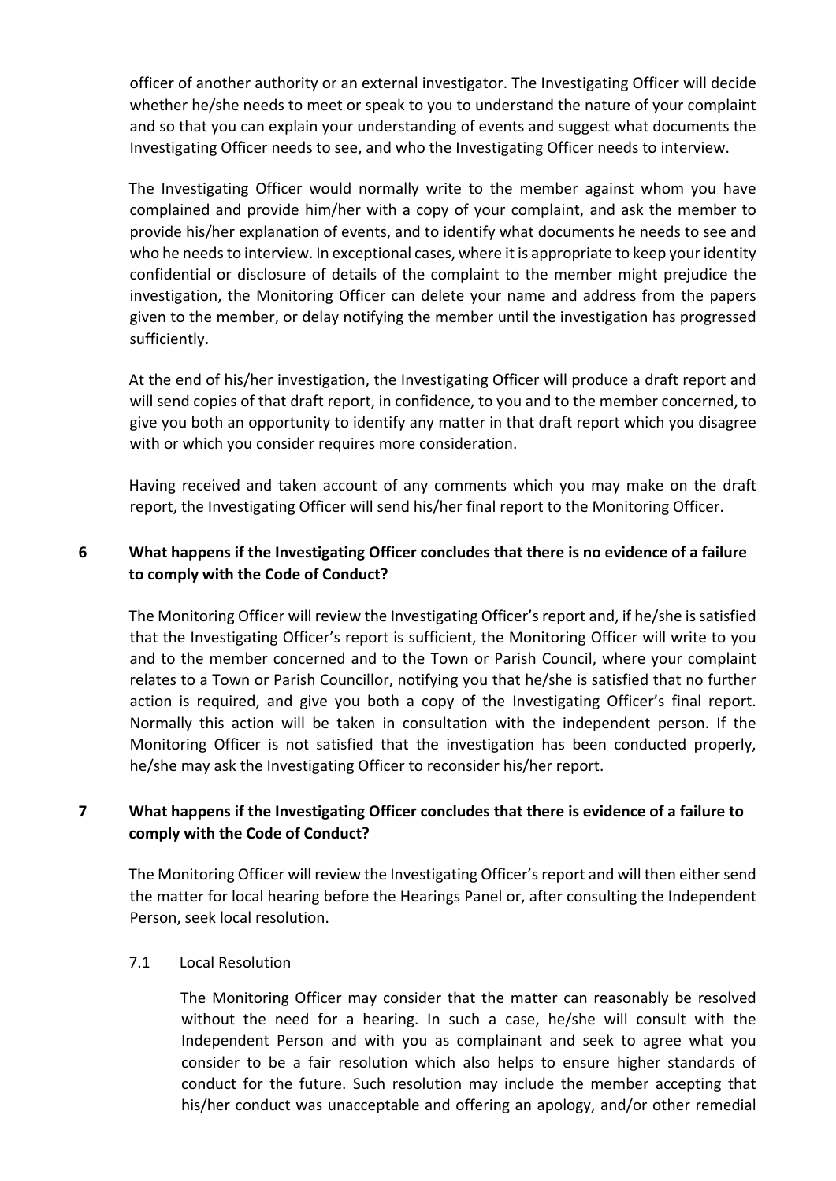officer of another authority or an external investigator. The Investigating Officer will decide whether he/she needs to meet or speak to you to understand the nature of your complaint and so that you can explain your understanding of events and suggest what documents the Investigating Officer needs to see, and who the Investigating Officer needs to interview.

The Investigating Officer would normally write to the member against whom you have complained and provide him/her with a copy of your complaint, and ask the member to provide his/her explanation of events, and to identify what documents he needs to see and who he needs to interview. In exceptional cases, where it is appropriate to keep your identity confidential or disclosure of details of the complaint to the member might prejudice the investigation, the Monitoring Officer can delete your name and address from the papers given to the member, or delay notifying the member until the investigation has progressed sufficiently.

At the end of his/her investigation, the Investigating Officer will produce a draft report and will send copies of that draft report, in confidence, to you and to the member concerned, to give you both an opportunity to identify any matter in that draft report which you disagree with or which you consider requires more consideration.

Having received and taken account of any comments which you may make on the draft report, the Investigating Officer will send his/her final report to the Monitoring Officer.

## 6 What happens if the Investigating Officer concludes that there is no evidence of a failure to comply with the Code of Conduct?

The Monitoring Officer will review the Investigating Officer's report and, if he/she is satisfied that the Investigating Officer's report is sufficient, the Monitoring Officer will write to you and to the member concerned and to the Town or Parish Council, where your complaint relates to a Town or Parish Councillor, notifying you that he/she is satisfied that no further action is required, and give you both a copy of the Investigating Officer's final report. Normally this action will be taken in consultation with the independent person. If the Monitoring Officer is not satisfied that the investigation has been conducted properly, he/she may ask the Investigating Officer to reconsider his/her report.

## 7 What happens if the Investigating Officer concludes that there is evidence of a failure to comply with the Code of Conduct?

The Monitoring Officer will review the Investigating Officer's report and will then either send the matter for local hearing before the Hearings Panel or, after consulting the Independent Person, seek local resolution.

### 7.1 Local Resolution

The Monitoring Officer may consider that the matter can reasonably be resolved without the need for a hearing. In such a case, he/she will consult with the Independent Person and with you as complainant and seek to agree what you consider to be a fair resolution which also helps to ensure higher standards of conduct for the future. Such resolution may include the member accepting that his/her conduct was unacceptable and offering an apology, and/or other remedial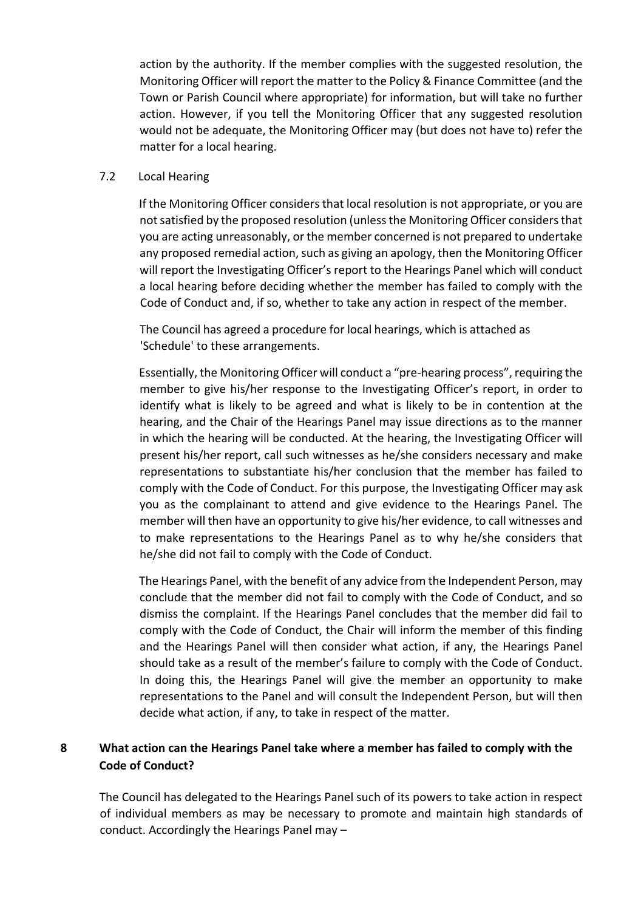action by the authority. If the member complies with the suggested resolution, the Monitoring Officer will report the matter to the Policy & Finance Committee (and the Town or Parish Council where appropriate) for information, but will take no further action. However, if you tell the Monitoring Officer that any suggested resolution would not be adequate, the Monitoring Officer may (but does not have to) refer the matter for a local hearing.

7.2 Local Hearing

If the Monitoring Officer considers that local resolution is not appropriate, or you are not satisfied by the proposed resolution (unless the Monitoring Officer considers that you are acting unreasonably, or the member concerned is not prepared to undertake any proposed remedial action, such as giving an apology, then the Monitoring Officer will report the Investigating Officer's report to the Hearings Panel which will conduct a local hearing before deciding whether the member has failed to comply with the Code of Conduct and, if so, whether to take any action in respect of the member.

The Council has agreed a procedure for local hearings, which is attached as 'Schedule' to these arrangements.

Essentially, the Monitoring Officer will conduct a "pre-hearing process", requiring the member to give his/her response to the Investigating Officer's report, in order to identify what is likely to be agreed and what is likely to be in contention at the hearing, and the Chair of the Hearings Panel may issue directions as to the manner in which the hearing will be conducted. At the hearing, the Investigating Officer will present his/her report, call such witnesses as he/she considers necessary and make representations to substantiate his/her conclusion that the member has failed to comply with the Code of Conduct. For this purpose, the Investigating Officer may ask you as the complainant to attend and give evidence to the Hearings Panel. The member will then have an opportunity to give his/her evidence, to call witnesses and to make representations to the Hearings Panel as to why he/she considers that he/she did not fail to comply with the Code of Conduct.

The Hearings Panel, with the benefit of any advice from the Independent Person, may conclude that the member did not fail to comply with the Code of Conduct, and so dismiss the complaint. If the Hearings Panel concludes that the member did fail to comply with the Code of Conduct, the Chair will inform the member of this finding and the Hearings Panel will then consider what action, if any, the Hearings Panel should take as a result of the member's failure to comply with the Code of Conduct. In doing this, the Hearings Panel will give the member an opportunity to make representations to the Panel and will consult the Independent Person, but will then decide what action, if any, to take in respect of the matter.

## 8 What action can the Hearings Panel take where a member has failed to comply with the Code of Conduct?

The Council has delegated to the Hearings Panel such of its powers to take action in respect of individual members as may be necessary to promote and maintain high standards of conduct. Accordingly the Hearings Panel may –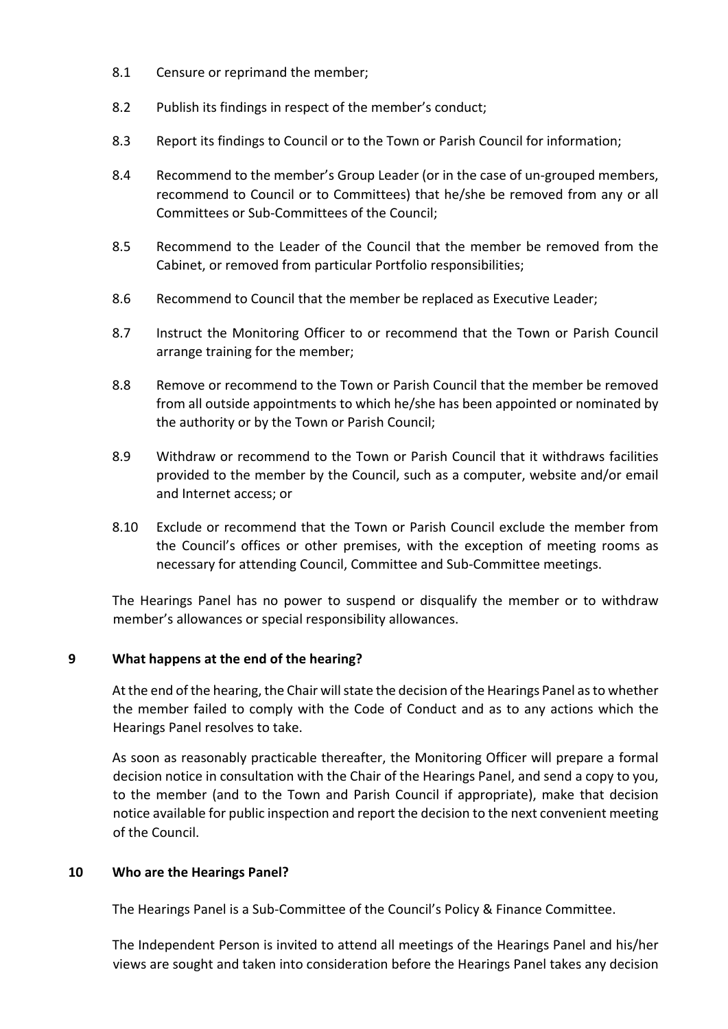8.1 Censure or reprimand the member;

8.2 Publish its findings in respect of the member's conduct;

8.3 Report its findings to Council or to the Town or Parish Council for information;

8.4 Recommend to the member's Group Leader (or in the case of un-grouped members, recommend to Council or to Committees) that he/she be removed from any or all Committees or Sub-Committees of the Council;

8.5 Recommend to the Leader of the Council that the member be removed from the Cabinet, or removed from particular Portfolio responsibilities;

8.6 Recommend to Council that the member be replaced as Executive Leader;

8.7 Instruct the Monitoring Officer to or recommend that the Town or Parish Council arrange training for the member;

8.8 Remove or recommend to the Town or Parish Council that the member be removed from all outside appointments to which he/she has been appointed or nominated by the authority or by the Town or Parish Council;

8.9 Withdraw or recommend to the Town or Parish Council that it withdraws facilities provided to the member by the Council, such as a computer, website and/or email and Internet access; or

8.10 Exclude or recommend that the Town or Parish Council exclude the member from the Council's offices or other premises, with the exception of meeting rooms as necessary for attending Council, Committee and Sub-Committee meetings.

The Hearings Panel has no power to suspend or disqualify the member or to withdraw member's allowances or special responsibility allowances.

## 9 What happens at the end of the hearing?

At the end of the hearing, the Chair will state the decision of the Hearings Panel as to whether the member failed to comply with the Code of Conduct and as to any actions which the Hearings Panel resolves to take.

As soon as reasonably practicable thereafter, the Monitoring Officer will prepare a formal decision notice in consultation with the Chair of the Hearings Panel, and send a copy to you, to the member (and to the Town and Parish Council if appropriate), make that decision notice available for public inspection and report the decision to the next convenient meeting of the Council.

## 10 Who are the Hearings Panel?

The Hearings Panel is a Sub-Committee of the Council's Policy & Finance Committee.

The Independent Person is invited to attend all meetings of the Hearings Panel and his/her views are sought and taken into consideration before the Hearings Panel takes any decision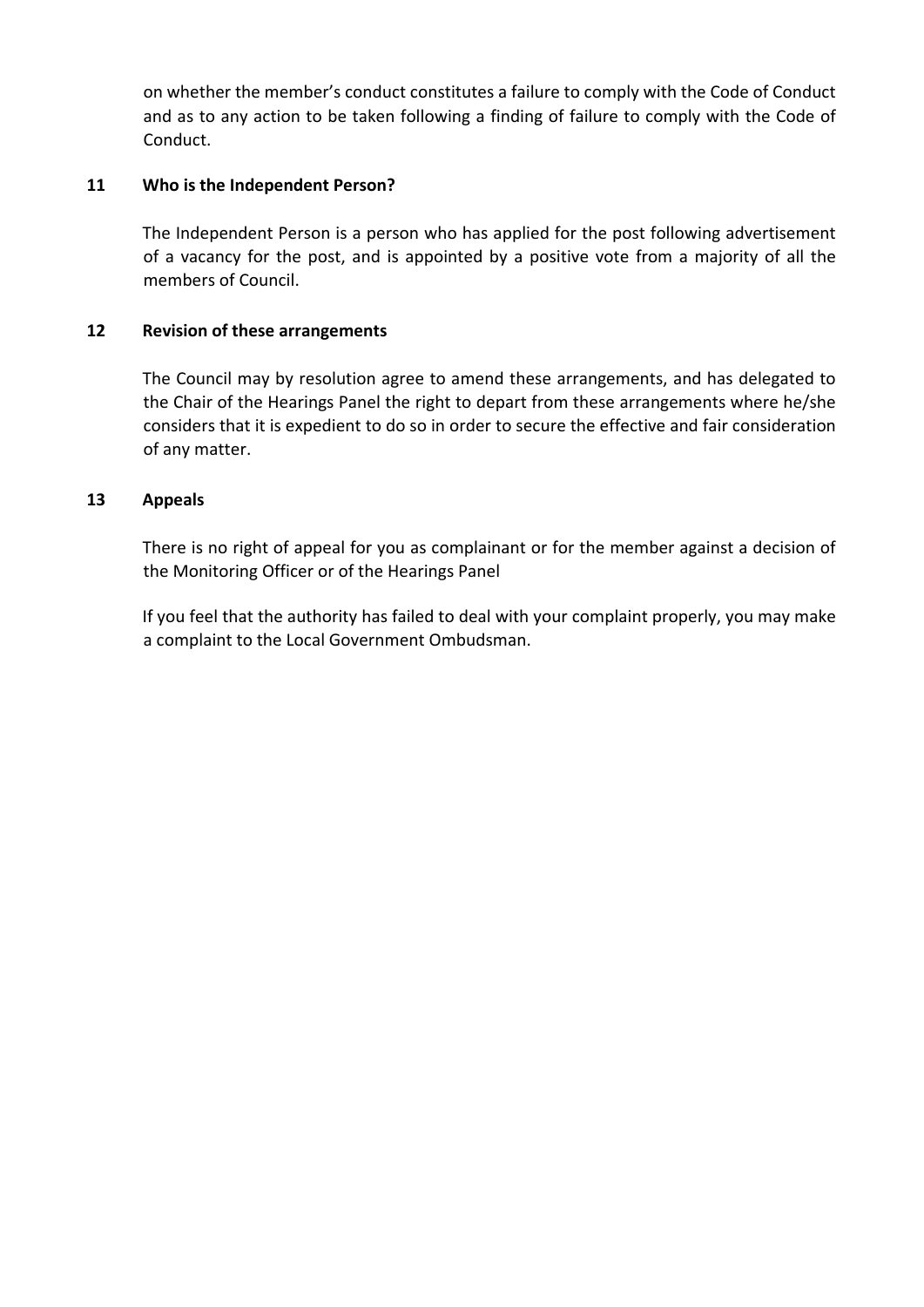on whether the member's conduct constitutes a failure to comply with the Code of Conduct and as to any action to be taken following a finding of failure to comply with the Code of Conduct.

## 11 Who is the Independent Person?

The Independent Person is a person who has applied for the post following advertisement of a vacancy for the post, and is appointed by a positive vote from a majority of all the members of Council.

## 12 Revision of these arrangements

The Council may by resolution agree to amend these arrangements, and has delegated to the Chair of the Hearings Panel the right to depart from these arrangements where he/she considers that it is expedient to do so in order to secure the effective and fair consideration of any matter.

## 13 Appeals

There is no right of appeal for you as complainant or for the member against a decision of the Monitoring Officer or of the Hearings Panel

If you feel that the authority has failed to deal with your complaint properly, you may make a complaint to the Local Government Ombudsman.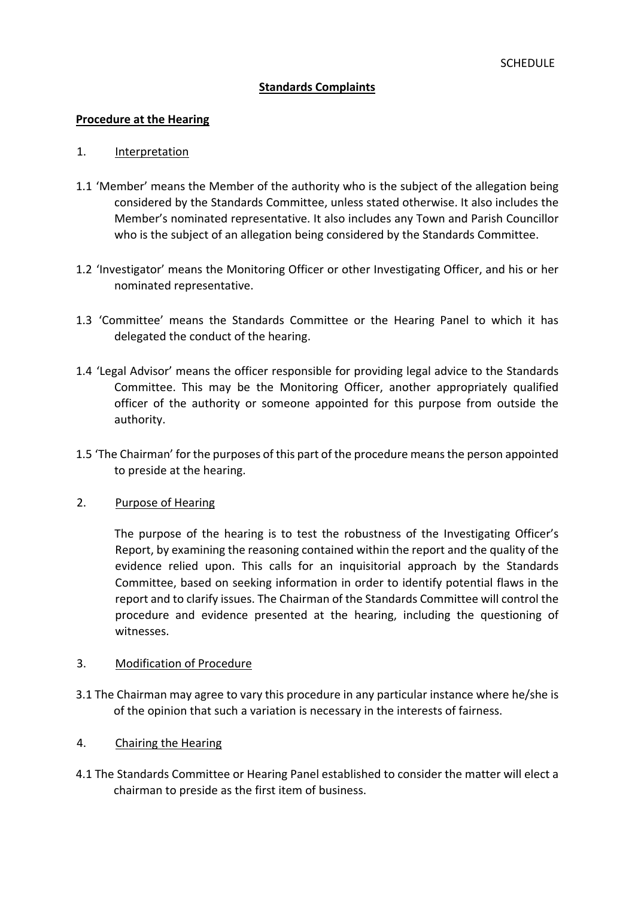SCHEDULE

## Standards Complaints

### Procedure at the Hearing

1. Interpretation

1.1 'Member' means the Member of the authority who is the subject of the allegation being considered by the Standards Committee, unless stated otherwise. It also includes the Member's nominated representative. It also includes any Town and Parish Councillor who is the subject of an allegation being considered by the Standards Committee.

1.2 'Investigator' means the Monitoring Officer or other Investigating Officer, and his or her nominated representative.

1.3 'Committee' means the Standards Committee or the Hearing Panel to which it has delegated the conduct of the hearing.

1.4 'Legal Advisor' means the officer responsible for providing legal advice to the Standards Committee. This may be the Monitoring Officer, another appropriately qualified officer of the authority or someone appointed for this purpose from outside the authority.

1.5 'The Chairman' for the purposes of this part of the procedure means the person appointed to preside at the hearing.

2. Purpose of Hearing

The purpose of the hearing is to test the robustness of the Investigating Officer's Report, by examining the reasoning contained within the report and the quality of the evidence relied upon. This calls for an inquisitorial approach by the Standards Committee, based on seeking information in order to identify potential flaws in the report and to clarify issues. The Chairman of the Standards Committee will control the procedure and evidence presented at the hearing, including the questioning of witnesses.

3. Modification of Procedure

3.1 The Chairman may agree to vary this procedure in any particular instance where he/she is of the opinion that such a variation is necessary in the interests of fairness.

4. Chairing the Hearing

4.1 The Standards Committee or Hearing Panel established to consider the matter will elect a chairman to preside as the first item of business.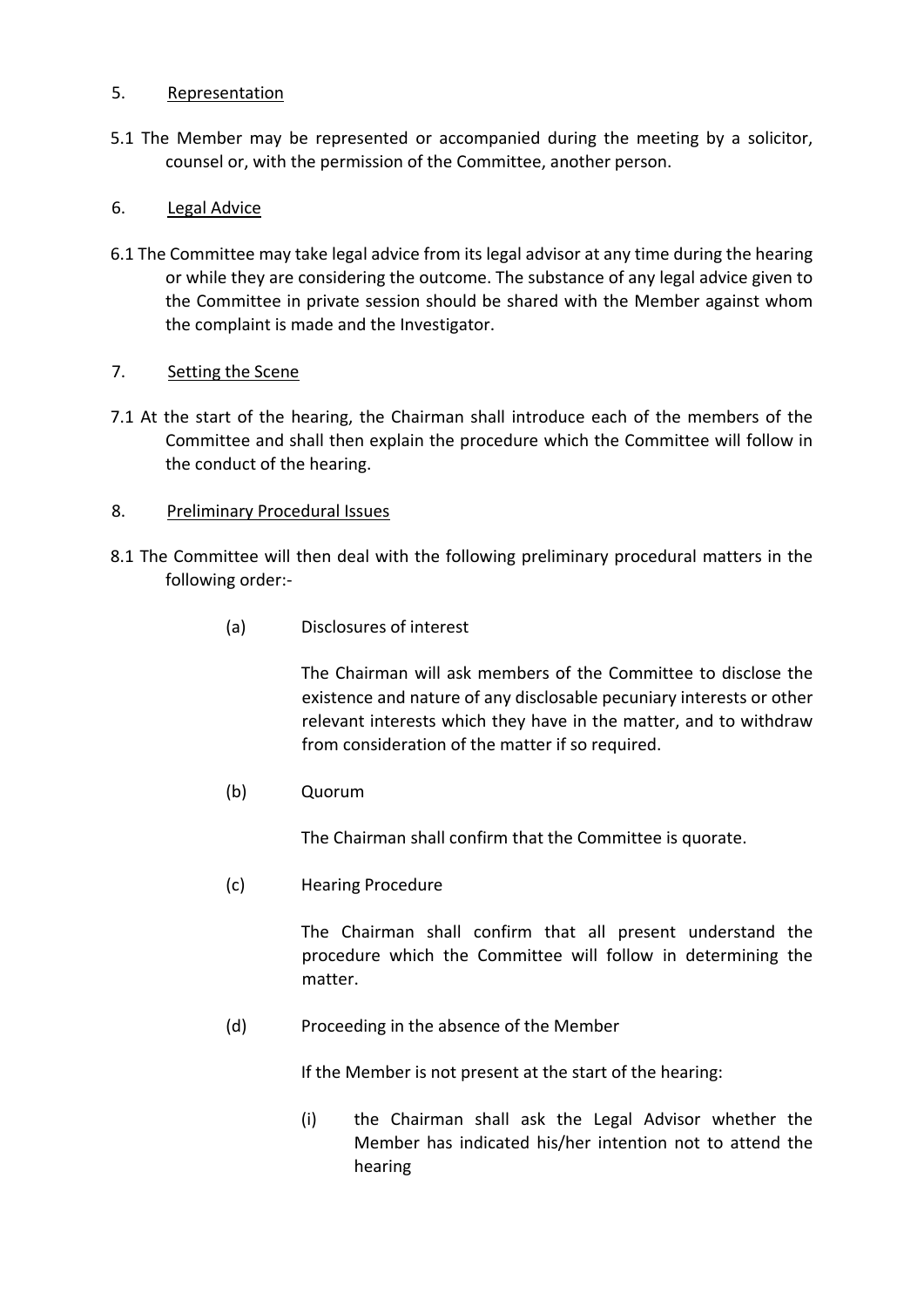5. <u>Representation</u>

5.1 The Member may be represented or accompanied during the meeting by a solicitor, counsel or, with the permission of the Committee, another person.

6. <u>Legal Advice</u>

6.1 The Committee may take legal advice from its legal advisor at any time during the hearing or while they are considering the outcome. The substance of any legal advice given to the Committee in private session should be shared with the Member against whom the complaint is made and the Investigator.

7. <u>Setting the Scene</u>

7.1 At the start of the hearing, the Chairman shall introduce each of the members of the Committee and shall then explain the procedure which the Committee will follow in the conduct of the hearing.

8. <u>Preliminary Procedural Issues</u>

8.1 The Committee will then deal with the following preliminary procedural matters in the following order:-

(a) Disclosures of interest

The Chairman will ask members of the Committee to disclose the existence and nature of any disclosable pecuniary interests or other relevant interests which they have in the matter, and to withdraw from consideration of the matter if so required.

(b) Quorum

The Chairman shall confirm that the Committee is quorate.

(c) Hearing Procedure

The Chairman shall confirm that all present understand the procedure which the Committee will follow in determining the matter.

(d) Proceeding in the absence of the Member

If the Member is not present at the start of the hearing:

(i) the Chairman shall ask the Legal Advisor whether the Member has indicated his/her intention not to attend the hearing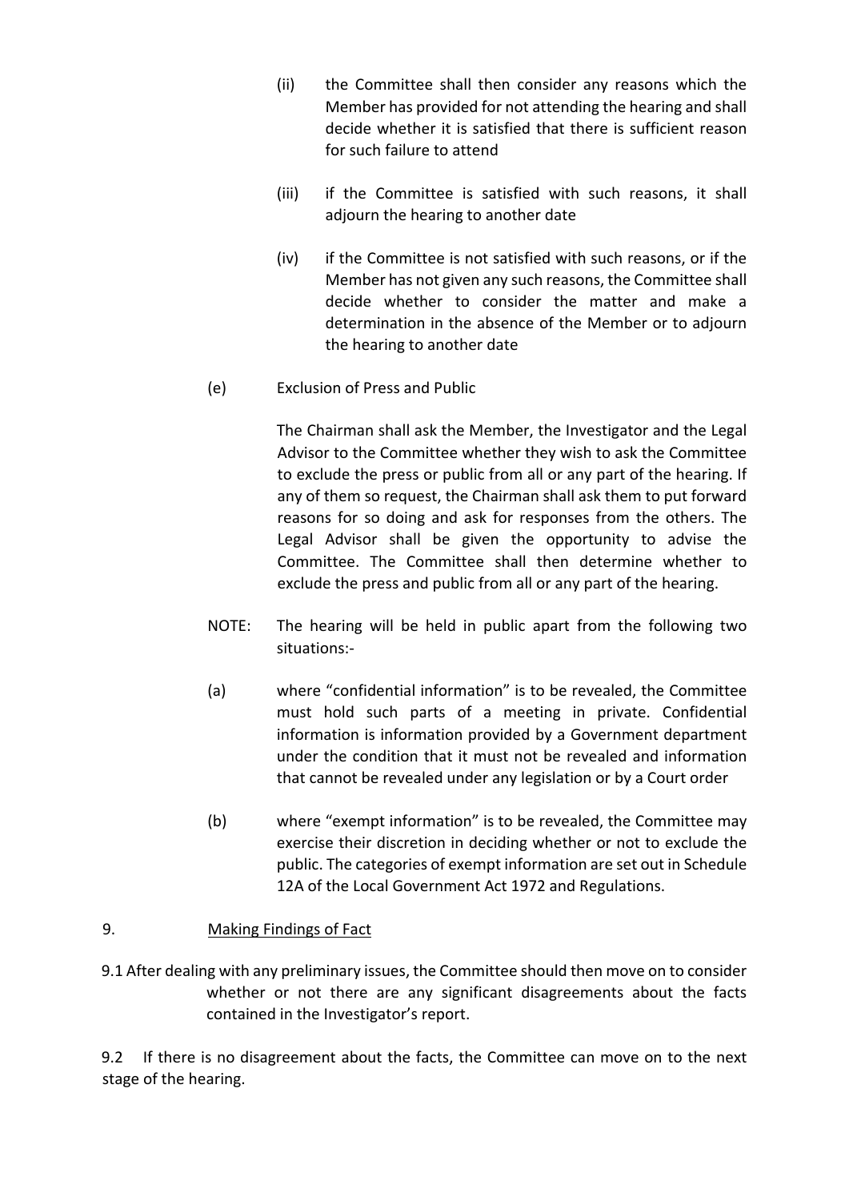(ii) the Committee shall then consider any reasons which the Member has provided for not attending the hearing and shall decide whether it is satisfied that there is sufficient reason for such failure to attend

(iii) if the Committee is satisfied with such reasons, it shall adjourn the hearing to another date

(iv) if the Committee is not satisfied with such reasons, or if the Member has not given any such reasons, the Committee shall decide whether to consider the matter and make a determination in the absence of the Member or to adjourn the hearing to another date

(e) Exclusion of Press and Public

The Chairman shall ask the Member, the Investigator and the Legal Advisor to the Committee whether they wish to ask the Committee to exclude the press or public from all or any part of the hearing. If any of them so request, the Chairman shall ask them to put forward reasons for so doing and ask for responses from the others. The Legal Advisor shall be given the opportunity to advise the Committee. The Committee shall then determine whether to exclude the press and public from all or any part of the hearing.

NOTE: The hearing will be held in public apart from the following two situations:-

(a) where "confidential information" is to be revealed, the Committee must hold such parts of a meeting in private. Confidential information is information provided by a Government department under the condition that it must not be revealed and information that cannot be revealed under any legislation or by a Court order

(b) where "exempt information" is to be revealed, the Committee may exercise their discretion in deciding whether or not to exclude the public. The categories of exempt information are set out in Schedule 12A of the Local Government Act 1972 and Regulations.

9. <u>Making Findings of Fact</u>

9.1 After dealing with any preliminary issues, the Committee should then move on to consider whether or not there are any significant disagreements about the facts contained in the Investigator's report.

9.2 If there is no disagreement about the facts, the Committee can move on to the next stage of the hearing.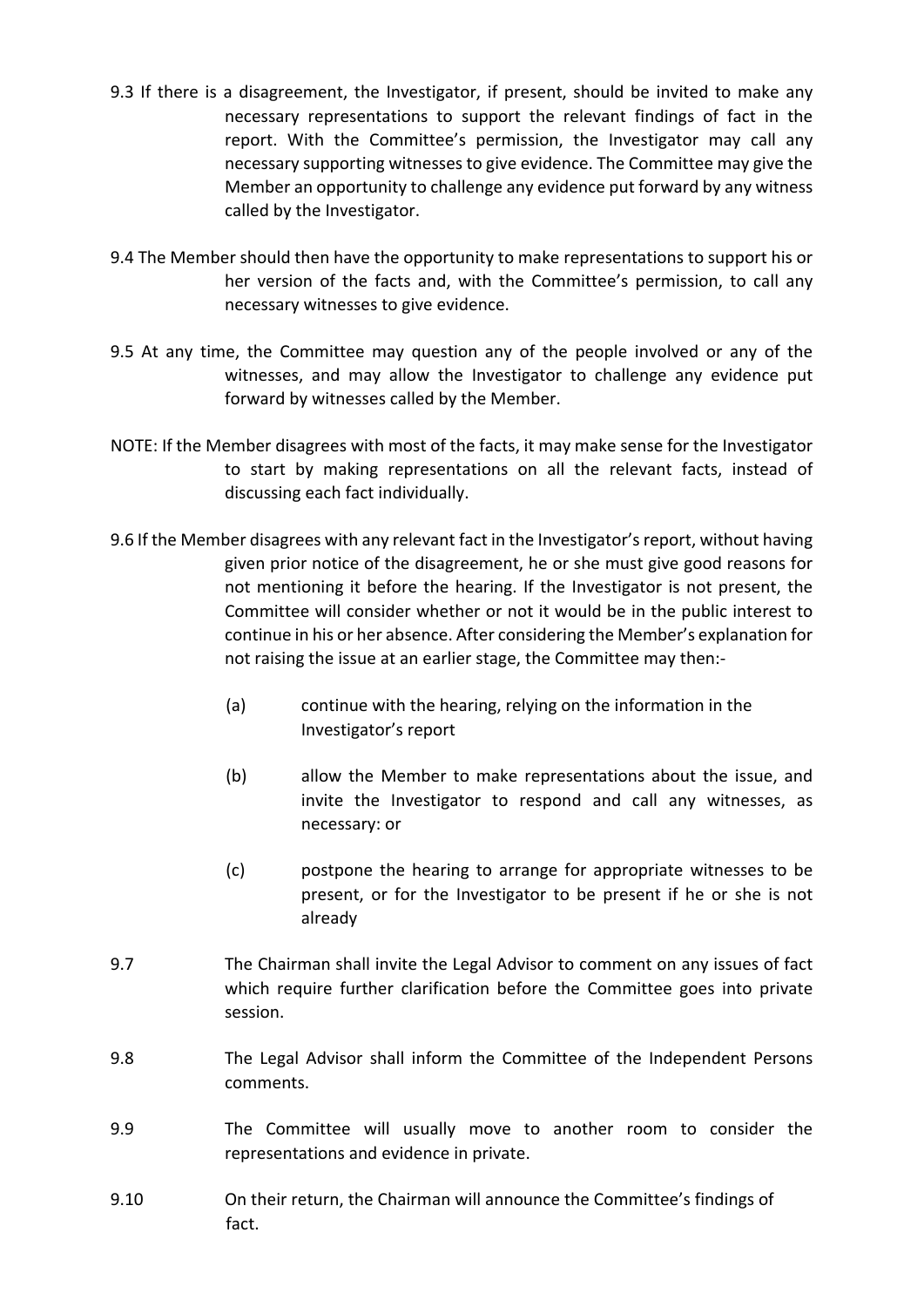9.3 If there is a disagreement, the Investigator, if present, should be invited to make any necessary representations to support the relevant findings of fact in the report. With the Committee's permission, the Investigator may call any necessary supporting witnesses to give evidence. The Committee may give the Member an opportunity to challenge any evidence put forward by any witness called by the Investigator.

9.4 The Member should then have the opportunity to make representations to support his or her version of the facts and, with the Committee's permission, to call any necessary witnesses to give evidence.

9.5 At any time, the Committee may question any of the people involved or any of the witnesses, and may allow the Investigator to challenge any evidence put forward by witnesses called by the Member.

NOTE: If the Member disagrees with most of the facts, it may make sense for the Investigator to start by making representations on all the relevant facts, instead of discussing each fact individually.

9.6 If the Member disagrees with any relevant fact in the Investigator's report, without having given prior notice of the disagreement, he or she must give good reasons for not mentioning it before the hearing. If the Investigator is not present, the Committee will consider whether or not it would be in the public interest to continue in his or her absence. After considering the Member's explanation for not raising the issue at an earlier stage, the Committee may then:-

(a) continue with the hearing, relying on the information in the Investigator's report

(b) allow the Member to make representations about the issue, and invite the Investigator to respond and call any witnesses, as necessary: or

(c) postpone the hearing to arrange for appropriate witnesses to be present, or for the Investigator to be present if he or she is not already

9.7 The Chairman shall invite the Legal Advisor to comment on any issues of fact which require further clarification before the Committee goes into private session.

9.8 The Legal Advisor shall inform the Committee of the Independent Persons comments.

9.9 The Committee will usually move to another room to consider the representations and evidence in private.

9.10 On their return, the Chairman will announce the Committee's findings of fact.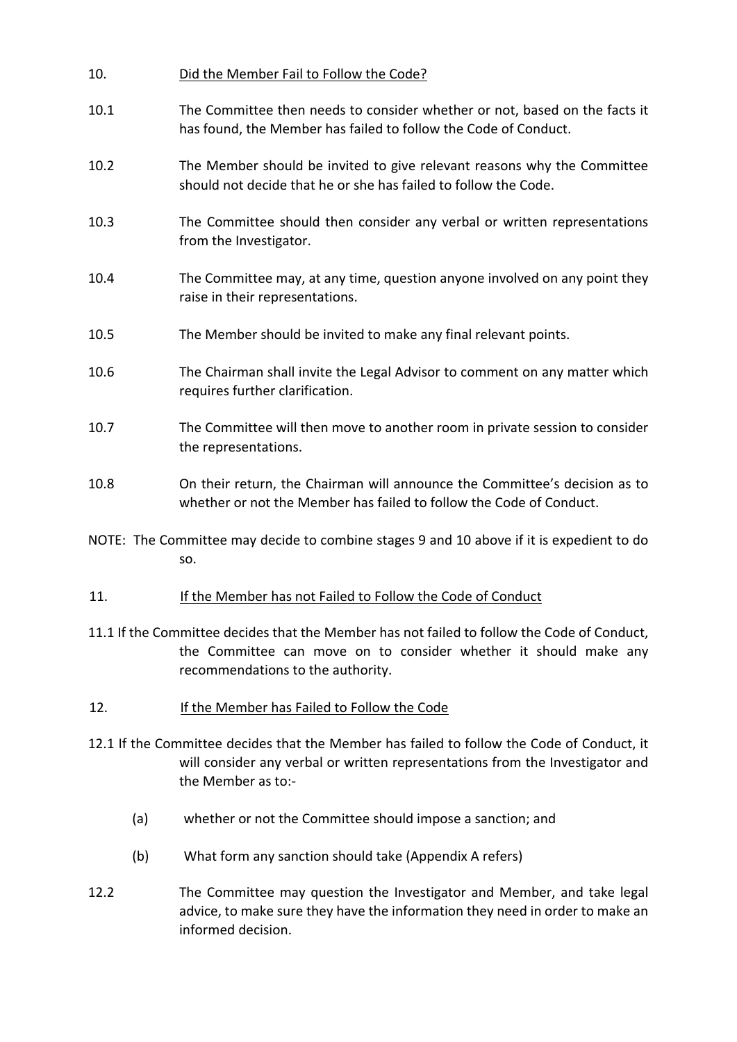## 10. Did the Member Fail to Follow the Code?

10.1 The Committee then needs to consider whether or not, based on the facts it has found, the Member has failed to follow the Code of Conduct.

10.2 The Member should be invited to give relevant reasons why the Committee should not decide that he or she has failed to follow the Code.

10.3 The Committee should then consider any verbal or written representations from the Investigator.

10.4 The Committee may, at any time, question anyone involved on any point they raise in their representations.

10.5 The Member should be invited to make any final relevant points.

10.6 The Chairman shall invite the Legal Advisor to comment on any matter which requires further clarification.

10.7 The Committee will then move to another room in private session to consider the representations.

10.8 On their return, the Chairman will announce the Committee's decision as to whether or not the Member has failed to follow the Code of Conduct.

NOTE: The Committee may decide to combine stages 9 and 10 above if it is expedient to do so.

## 11. If the Member has not Failed to Follow the Code of Conduct

11.1 If the Committee decides that the Member has not failed to follow the Code of Conduct, the Committee can move on to consider whether it should make any recommendations to the authority.

## 12. If the Member has Failed to Follow the Code

12.1 If the Committee decides that the Member has failed to follow the Code of Conduct, it will consider any verbal or written representations from the Investigator and the Member as to:-

(a) whether or not the Committee should impose a sanction; and

(b) What form any sanction should take (Appendix A refers)

12.2 The Committee may question the Investigator and Member, and take legal advice, to make sure they have the information they need in order to make an informed decision.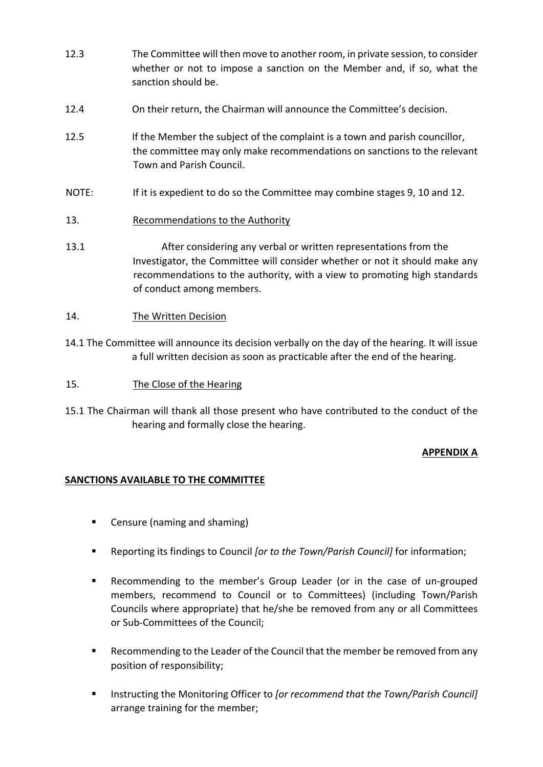12.3 The Committee will then move to another room, in private session, to consider whether or not to impose a sanction on the Member and, if so, what the sanction should be.

12.4 On their return, the Chairman will announce the Committee's decision.

12.5 If the Member the subject of the complaint is a town and parish councillor, the committee may only make recommendations on sanctions to the relevant Town and Parish Council.

NOTE: If it is expedient to do so the Committee may combine stages 9, 10 and 12.

13. <u>Recommendations to the Authority</u>

13.1 After considering any verbal or written representations from the Investigator, the Committee will consider whether or not it should make any recommendations to the authority, with a view to promoting high standards of conduct among members.

14. <u>The Written Decision</u>

14.1 The Committee will announce its decision verbally on the day of the hearing. It will issue a full written decision as soon as practicable after the end of the hearing.

15. <u>The Close of the Hearing</u>

15.1 The Chairman will thank all those present who have contributed to the conduct of the hearing and formally close the hearing.

**APPENDIX A**

## SANCTIONS AVAILABLE TO THE COMMITTEE

- Censure (naming and shaming)
- Reporting its findings to Council *[or to the Town/Parish Council]* for information;
- Recommending to the member's Group Leader (or in the case of un-grouped members, recommend to Council or to Committees) (including Town/Parish Councils where appropriate) that he/she be removed from any or all Committees or Sub-Committees of the Council;
- Recommending to the Leader of the Council that the member be removed from any position of responsibility;
- Instructing the Monitoring Officer to *[or recommend that the Town/Parish Council]* arrange training for the member;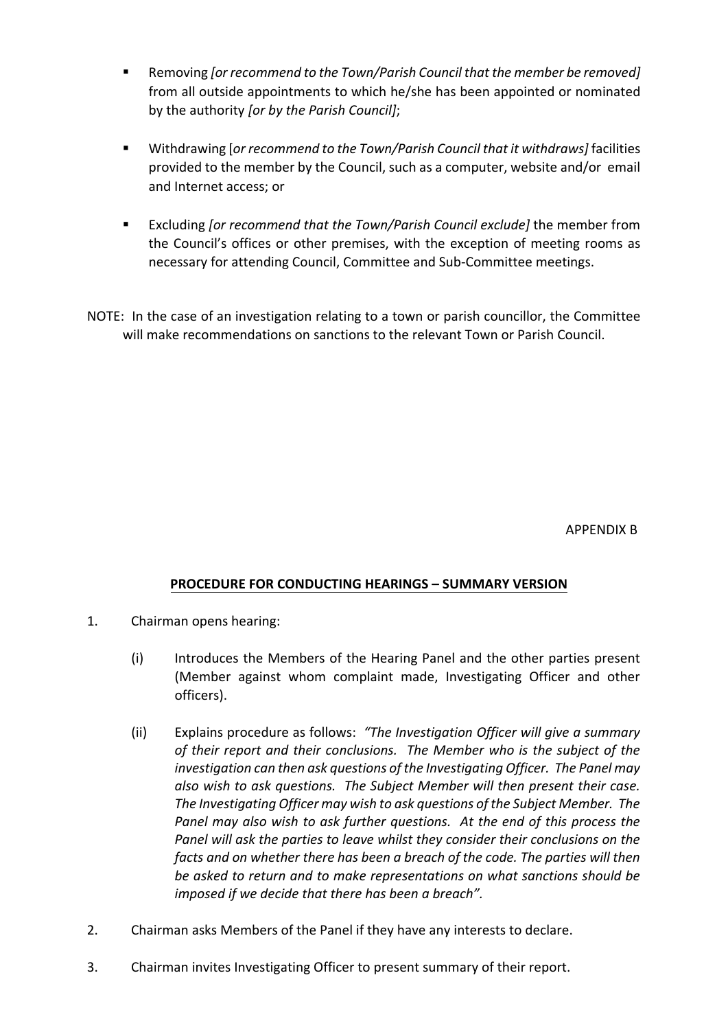- Removing *[or recommend to the Town/Parish Council that the member be removed]* from all outside appointments to which he/she has been appointed or nominated by the authority *[or by the Parish Council]*;

- Withdrawing [*or recommend to the Town/Parish Council that it withdraws]* facilities provided to the member by the Council, such as a computer, website and/or email and Internet access; or

- Excluding *[or recommend that the Town/Parish Council exclude]* the member from the Council's offices or other premises, with the exception of meeting rooms as necessary for attending Council, Committee and Sub-Committee meetings.

NOTE: In the case of an investigation relating to a town or parish councillor, the Committee will make recommendations on sanctions to the relevant Town or Parish Council.

APPENDIX B

## PROCEDURE FOR CONDUCTING HEARINGS – SUMMARY VERSION

1. Chairman opens hearing:

   (i) Introduces the Members of the Hearing Panel and the other parties present (Member against whom complaint made, Investigating Officer and other officers).

   (ii) Explains procedure as follows: *"The Investigation Officer will give a summary of their report and their conclusions. The Member who is the subject of the investigation can then ask questions of the Investigating Officer. The Panel may also wish to ask questions. The Subject Member will then present their case. The Investigating Officer may wish to ask questions of the Subject Member. The Panel may also wish to ask further questions. At the end of this process the Panel will ask the parties to leave whilst they consider their conclusions on the facts and on whether there has been a breach of the code. The parties will then be asked to return and to make representations on what sanctions should be imposed if we decide that there has been a breach".*

2. Chairman asks Members of the Panel if they have any interests to declare.

3. Chairman invites Investigating Officer to present summary of their report.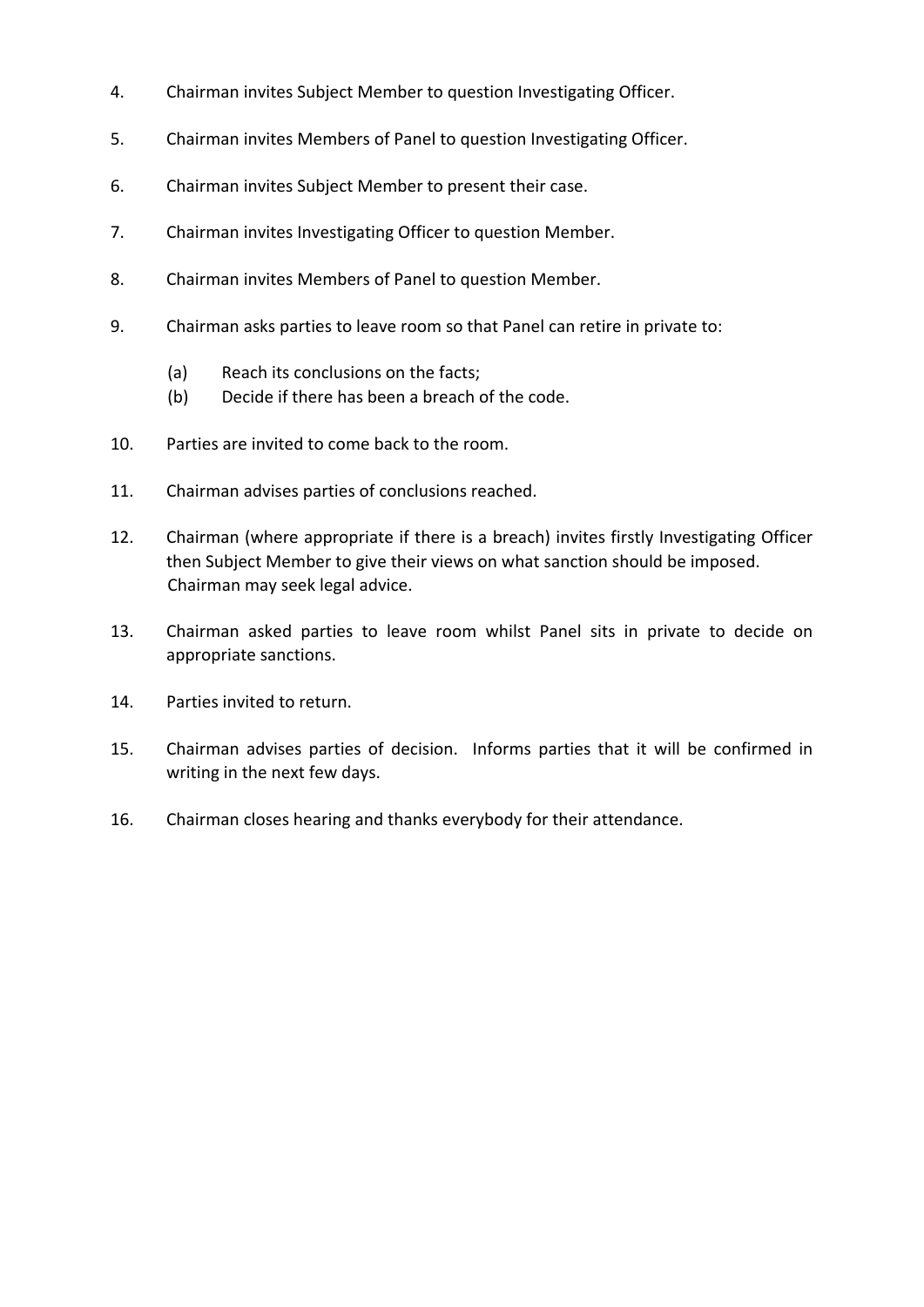4. Chairman invites Subject Member to question Investigating Officer.

5. Chairman invites Members of Panel to question Investigating Officer.

6. Chairman invites Subject Member to present their case.

7. Chairman invites Investigating Officer to question Member.

8. Chairman invites Members of Panel to question Member.

9. Chairman asks parties to leave room so that Panel can retire in private to:

   (a) Reach its conclusions on the facts;
   (b) Decide if there has been a breach of the code.

10. Parties are invited to come back to the room.

11. Chairman advises parties of conclusions reached.

12. Chairman (where appropriate if there is a breach) invites firstly Investigating Officer then Subject Member to give their views on what sanction should be imposed. Chairman may seek legal advice.

13. Chairman asked parties to leave room whilst Panel sits in private to decide on appropriate sanctions.

14. Parties invited to return.

15. Chairman advises parties of decision. Informs parties that it will be confirmed in writing in the next few days.

16. Chairman closes hearing and thanks everybody for their attendance.